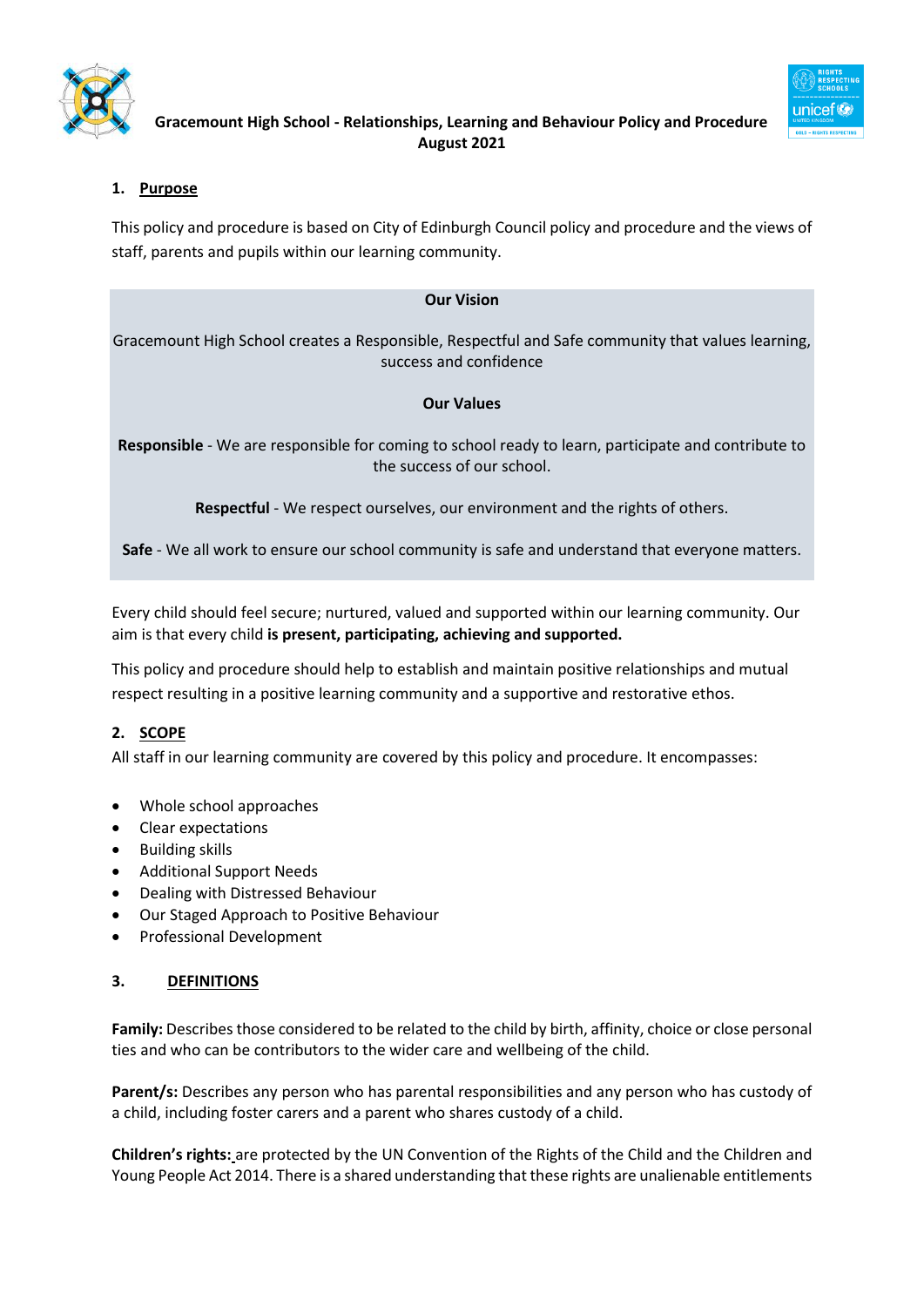# Gracemount High School - Relationships, Learning and Behaviour Policy and Procedure August 2021

## 1. Purpose

This policy and procedure is based on City of Edinburgh Council policy and procedure and the views of staff, parents and pupils within our learning community.

**Our Vision**

Gracemount High School creates a Responsible, Respectful and Safe community that values learning, success and confidence

**Our Values**

**Responsible** - We are responsible for coming to school ready to learn, participate and contribute to the success of our school.

**Respectful** - We respect ourselves, our environment and the rights of others.

**Safe** - We all work to ensure our school community is safe and understand that everyone matters.

Every child should feel secure; nurtured, valued and supported within our learning community. Our aim is that every child **is present, participating, achieving and supported.**

This policy and procedure should help to establish and maintain positive relationships and mutual respect resulting in a positive learning community and a supportive and restorative ethos.

## 2. SCOPE

All staff in our learning community are covered by this policy and procedure. It encompasses:

- Whole school approaches
- Clear expectations
- Building skills
- Additional Support Needs
- Dealing with Distressed Behaviour
- Our Staged Approach to Positive Behaviour
- Professional Development

## 3. DEFINITIONS

**Family:** Describes those considered to be related to the child by birth, affinity, choice or close personal ties and who can be contributors to the wider care and wellbeing of the child.

**Parent/s:** Describes any person who has parental responsibilities and any person who has custody of a child, including foster carers and a parent who shares custody of a child.

**Children's rights:** are protected by the UN Convention of the Rights of the Child and the Children and Young People Act 2014. There is a shared understanding that these rights are unalienable entitlements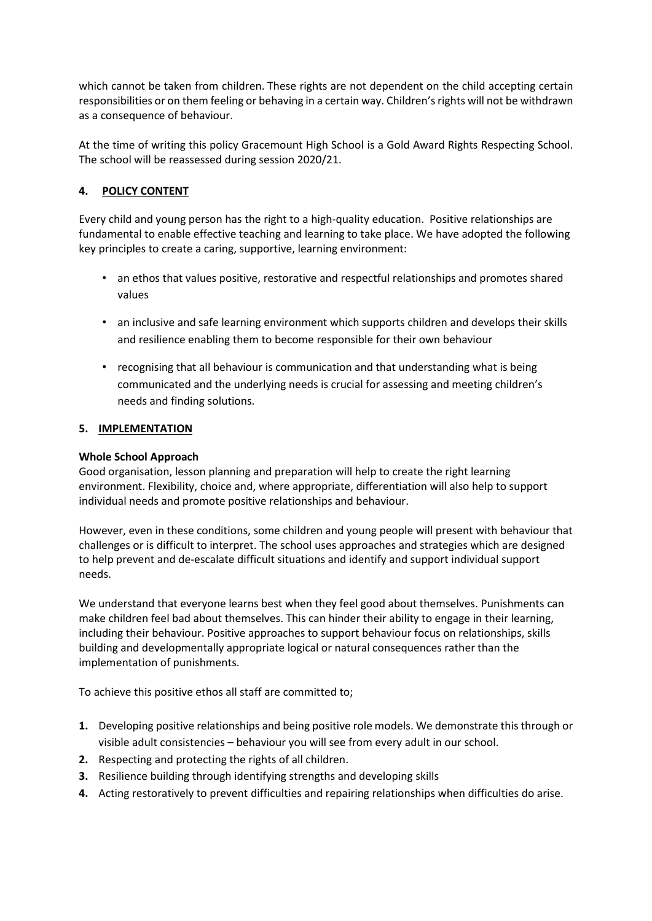which cannot be taken from children. These rights are not dependent on the child accepting certain responsibilities or on them feeling or behaving in a certain way. Children's rights will not be withdrawn as a consequence of behaviour.

At the time of writing this policy Gracemount High School is a Gold Award Rights Respecting School. The school will be reassessed during session 2020/21.

## 4. POLICY CONTENT

Every child and young person has the right to a high-quality education. Positive relationships are fundamental to enable effective teaching and learning to take place. We have adopted the following key principles to create a caring, supportive, learning environment:

- an ethos that values positive, restorative and respectful relationships and promotes shared values
- an inclusive and safe learning environment which supports children and develops their skills and resilience enabling them to become responsible for their own behaviour
- recognising that all behaviour is communication and that understanding what is being communicated and the underlying needs is crucial for assessing and meeting children's needs and finding solutions.

## 5. IMPLEMENTATION

**Whole School Approach**

Good organisation, lesson planning and preparation will help to create the right learning environment. Flexibility, choice and, where appropriate, differentiation will also help to support individual needs and promote positive relationships and behaviour.

However, even in these conditions, some children and young people will present with behaviour that challenges or is difficult to interpret. The school uses approaches and strategies which are designed to help prevent and de-escalate difficult situations and identify and support individual support needs.

We understand that everyone learns best when they feel good about themselves. Punishments can make children feel bad about themselves. This can hinder their ability to engage in their learning, including their behaviour. Positive approaches to support behaviour focus on relationships, skills building and developmentally appropriate logical or natural consequences rather than the implementation of punishments.

To achieve this positive ethos all staff are committed to;

1. Developing positive relationships and being positive role models. We demonstrate this through or visible adult consistencies – behaviour you will see from every adult in our school.
2. Respecting and protecting the rights of all children.
3. Resilience building through identifying strengths and developing skills
4. Acting restoratively to prevent difficulties and repairing relationships when difficulties do arise.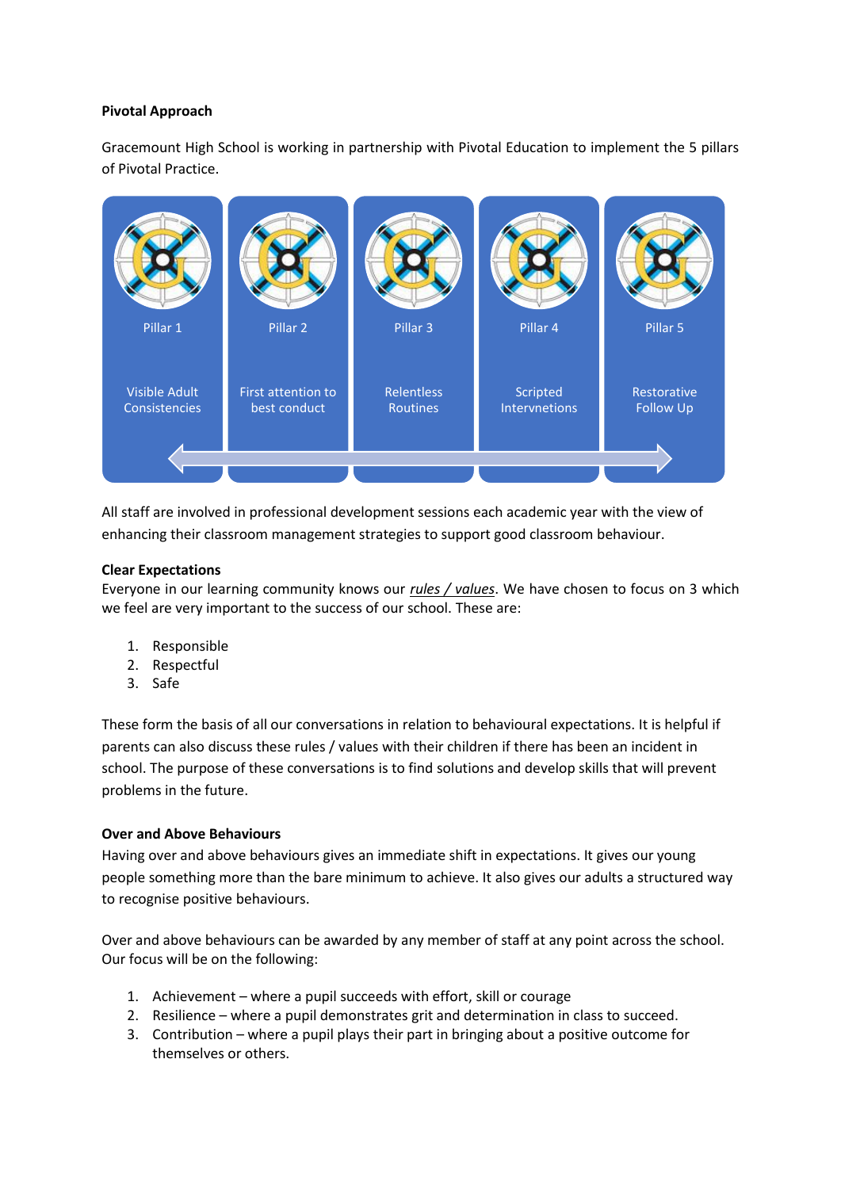**Pivotal Approach**

Gracemount High School is working in partnership with Pivotal Education to implement the 5 pillars of Pivotal Practice.

| Pillar 1 | Pillar 2 | Pillar 3 | Pillar 4 | Pillar 5 |
|---|---|---|---|---|
| Visible Adult Consistencies | First attention to best conduct | Relentless Routines | Scripted Intervnetions | Restorative Follow Up |

All staff are involved in professional development sessions each academic year with the view of enhancing their classroom management strategies to support good classroom behaviour.

**Clear Expectations**

Everyone in our learning community knows our *rules / values*. We have chosen to focus on 3 which we feel are very important to the success of our school. These are:

1. Responsible
2. Respectful
3. Safe

These form the basis of all our conversations in relation to behavioural expectations. It is helpful if parents can also discuss these rules / values with their children if there has been an incident in school. The purpose of these conversations is to find solutions and develop skills that will prevent problems in the future.

**Over and Above Behaviours**

Having over and above behaviours gives an immediate shift in expectations. It gives our young people something more than the bare minimum to achieve. It also gives our adults a structured way to recognise positive behaviours.

Over and above behaviours can be awarded by any member of staff at any point across the school. Our focus will be on the following:

1. Achievement – where a pupil succeeds with effort, skill or courage
2. Resilience – where a pupil demonstrates grit and determination in class to succeed.
3. Contribution – where a pupil plays their part in bringing about a positive outcome for themselves or others.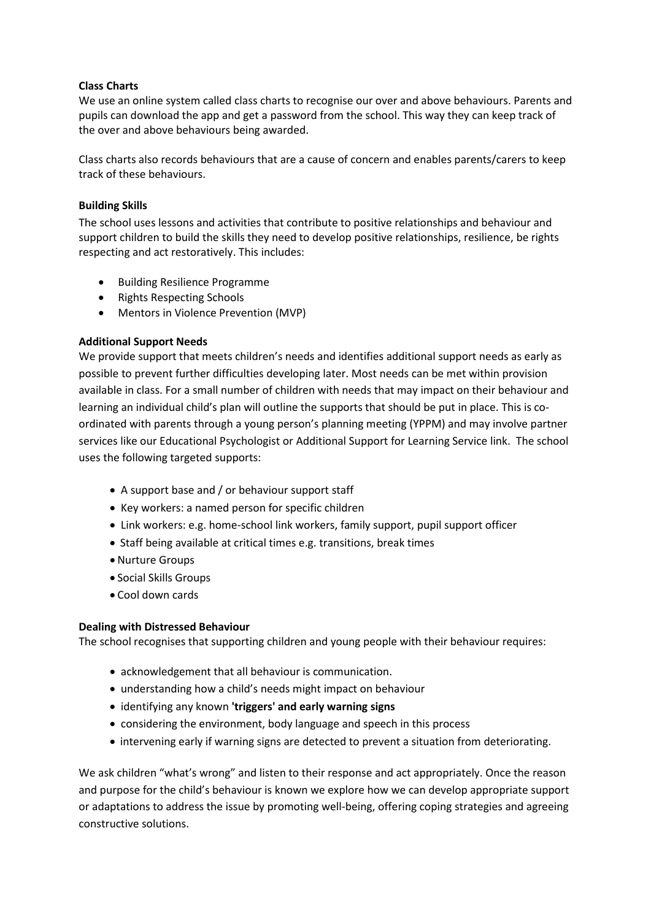**Class Charts**

We use an online system called class charts to recognise our over and above behaviours. Parents and pupils can download the app and get a password from the school. This way they can keep track of the over and above behaviours being awarded.

Class charts also records behaviours that are a cause of concern and enables parents/carers to keep track of these behaviours.

**Building Skills**

The school uses lessons and activities that contribute to positive relationships and behaviour and support children to build the skills they need to develop positive relationships, resilience, be rights respecting and act restoratively. This includes:

- Building Resilience Programme
- Rights Respecting Schools
- Mentors in Violence Prevention (MVP)

**Additional Support Needs**

We provide support that meets children's needs and identifies additional support needs as early as possible to prevent further difficulties developing later. Most needs can be met within provision available in class. For a small number of children with needs that may impact on their behaviour and learning an individual child's plan will outline the supports that should be put in place. This is co-ordinated with parents through a young person's planning meeting (YPPM) and may involve partner services like our Educational Psychologist or Additional Support for Learning Service link. The school uses the following targeted supports:

- A support base and / or behaviour support staff
- Key workers: a named person for specific children
- Link workers: e.g. home-school link workers, family support, pupil support officer
- Staff being available at critical times e.g. transitions, break times
- Nurture Groups
- Social Skills Groups
- Cool down cards

**Dealing with Distressed Behaviour**

The school recognises that supporting children and young people with their behaviour requires:

- acknowledgement that all behaviour is communication.
- understanding how a child's needs might impact on behaviour
- identifying any known **'triggers' and early warning signs**
- considering the environment, body language and speech in this process
- intervening early if warning signs are detected to prevent a situation from deteriorating.

We ask children "what's wrong" and listen to their response and act appropriately. Once the reason and purpose for the child's behaviour is known we explore how we can develop appropriate support or adaptations to address the issue by promoting well-being, offering coping strategies and agreeing constructive solutions.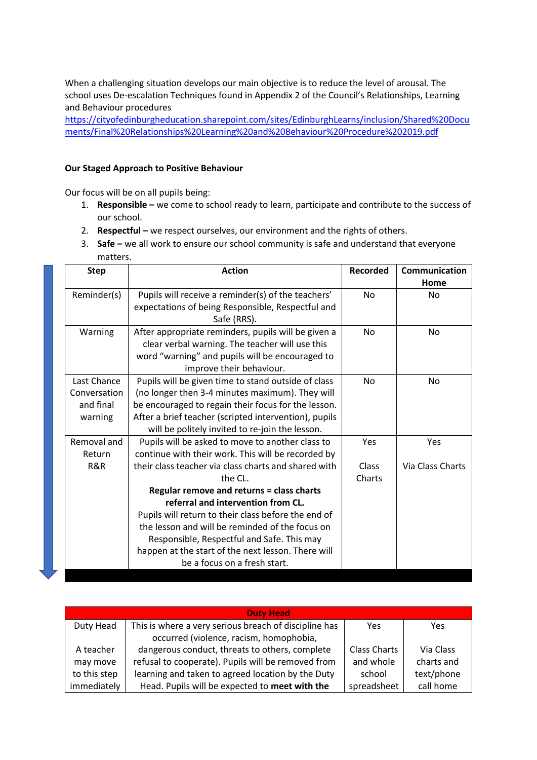When a challenging situation develops our main objective is to reduce the level of arousal. The school uses De-escalation Techniques found in Appendix 2 of the Council's Relationships, Learning and Behaviour procedures
https://cityofedinburgheducation.sharepoint.com/sites/EdinburghLearns/inclusion/Shared%20Documents/Final%20Relationships%20Learning%20and%20Behaviour%20Procedure%202019.pdf

**Our Staged Approach to Positive Behaviour**

Our focus will be on all pupils being:

1. **Responsible –** we come to school ready to learn, participate and contribute to the success of our school.
2. **Respectful –** we respect ourselves, our environment and the rights of others.
3. **Safe –** we all work to ensure our school community is safe and understand that everyone matters.

| Step | Action | Recorded | Communication Home |
|---|---|---|---|
| Reminder(s) | Pupils will receive a reminder(s) of the teachers' expectations of being Responsible, Respectful and Safe (RRS). | No | No |
| Warning | After appropriate reminders, pupils will be given a clear verbal warning. The teacher will use this word "warning" and pupils will be encouraged to improve their behaviour. | No | No |
| Last Chance Conversation and final warning | Pupils will be given time to stand outside of class (no longer then 3-4 minutes maximum). They will be encouraged to regain their focus for the lesson. After a brief teacher (scripted intervention), pupils will be politely invited to re-join the lesson. | No | No |
| Removal and Return R&R | Pupils will be asked to move to another class to continue with their work. This will be recorded by their class teacher via class charts and shared with the CL. **Regular remove and returns = class charts referral and intervention from CL.** Pupils will return to their class before the end of the lesson and will be reminded of the focus on Responsible, Respectful and Safe. This may happen at the start of the next lesson. There will be a focus on a fresh start. | Yes<br><br>Class Charts | Yes<br><br>Via Class Charts |

| **Duty Head** | | | |
|---|---|---|---|
| Duty Head<br><br>A teacher may move to this step immediately | This is where a very serious breach of discipline has occurred (violence, racism, homophobia, dangerous conduct, threats to others, complete refusal to cooperate). Pupils will be removed from learning and taken to agreed location by the Duty Head. Pupils will be expected to **meet with the** | Yes<br><br>Class Charts and whole school spreadsheet | Yes<br><br>Via Class charts and text/phone call home |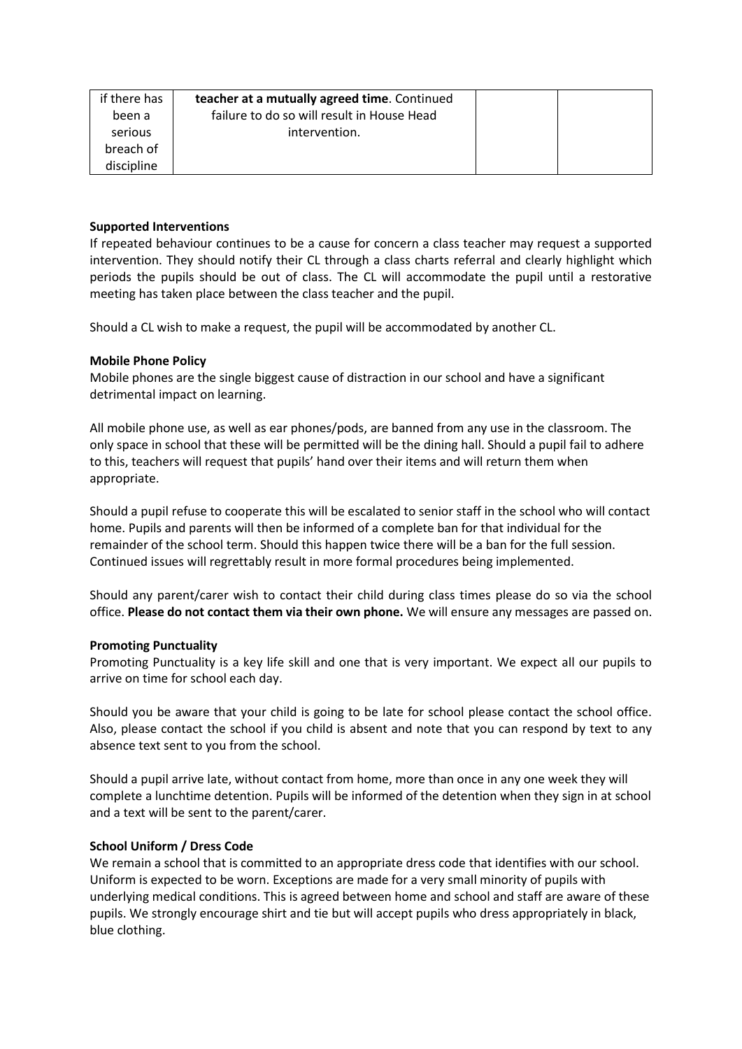| if there has been a serious breach of discipline | **teacher at a mutually agreed time**. Continued failure to do so will result in House Head intervention. | | |
|---|---|---|---|

**Supported Interventions**

If repeated behaviour continues to be a cause for concern a class teacher may request a supported intervention. They should notify their CL through a class charts referral and clearly highlight which periods the pupils should be out of class. The CL will accommodate the pupil until a restorative meeting has taken place between the class teacher and the pupil.

Should a CL wish to make a request, the pupil will be accommodated by another CL.

**Mobile Phone Policy**

Mobile phones are the single biggest cause of distraction in our school and have a significant detrimental impact on learning.

All mobile phone use, as well as ear phones/pods, are banned from any use in the classroom. The only space in school that these will be permitted will be the dining hall. Should a pupil fail to adhere to this, teachers will request that pupils' hand over their items and will return them when appropriate.

Should a pupil refuse to cooperate this will be escalated to senior staff in the school who will contact home. Pupils and parents will then be informed of a complete ban for that individual for the remainder of the school term. Should this happen twice there will be a ban for the full session. Continued issues will regrettably result in more formal procedures being implemented.

Should any parent/carer wish to contact their child during class times please do so via the school office. **Please do not contact them via their own phone.** We will ensure any messages are passed on.

**Promoting Punctuality**

Promoting Punctuality is a key life skill and one that is very important. We expect all our pupils to arrive on time for school each day.

Should you be aware that your child is going to be late for school please contact the school office. Also, please contact the school if you child is absent and note that you can respond by text to any absence text sent to you from the school.

Should a pupil arrive late, without contact from home, more than once in any one week they will complete a lunchtime detention. Pupils will be informed of the detention when they sign in at school and a text will be sent to the parent/carer.

**School Uniform / Dress Code**

We remain a school that is committed to an appropriate dress code that identifies with our school. Uniform is expected to be worn. Exceptions are made for a very small minority of pupils with underlying medical conditions. This is agreed between home and school and staff are aware of these pupils. We strongly encourage shirt and tie but will accept pupils who dress appropriately in black, blue clothing.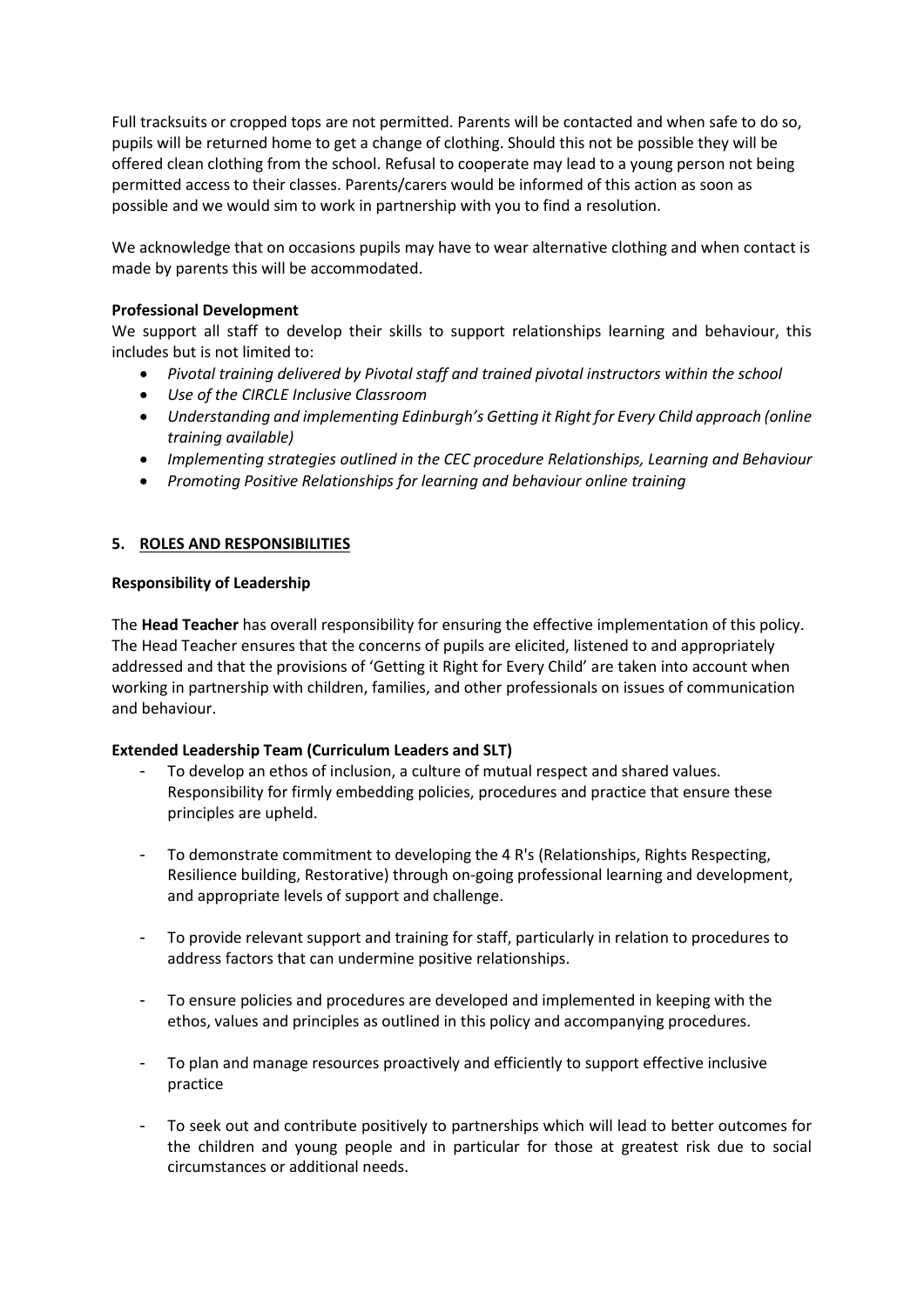Full tracksuits or cropped tops are not permitted. Parents will be contacted and when safe to do so, pupils will be returned home to get a change of clothing. Should this not be possible they will be offered clean clothing from the school. Refusal to cooperate may lead to a young person not being permitted access to their classes. Parents/carers would be informed of this action as soon as possible and we would sim to work in partnership with you to find a resolution.

We acknowledge that on occasions pupils may have to wear alternative clothing and when contact is made by parents this will be accommodated.

**Professional Development**

We support all staff to develop their skills to support relationships learning and behaviour, this includes but is not limited to:

- *Pivotal training delivered by Pivotal staff and trained pivotal instructors within the school*
- *Use of the CIRCLE Inclusive Classroom*
- *Understanding and implementing Edinburgh's Getting it Right for Every Child approach (online training available)*
- *Implementing strategies outlined in the CEC procedure Relationships, Learning and Behaviour*
- *Promoting Positive Relationships for learning and behaviour online training*

## 5. ROLES AND RESPONSIBILITIES

**Responsibility of Leadership**

The **Head Teacher** has overall responsibility for ensuring the effective implementation of this policy. The Head Teacher ensures that the concerns of pupils are elicited, listened to and appropriately addressed and that the provisions of 'Getting it Right for Every Child' are taken into account when working in partnership with children, families, and other professionals on issues of communication and behaviour.

**Extended Leadership Team (Curriculum Leaders and SLT)**

- To develop an ethos of inclusion, a culture of mutual respect and shared values. Responsibility for firmly embedding policies, procedures and practice that ensure these principles are upheld.
- To demonstrate commitment to developing the 4 R's (Relationships, Rights Respecting, Resilience building, Restorative) through on-going professional learning and development, and appropriate levels of support and challenge.
- To provide relevant support and training for staff, particularly in relation to procedures to address factors that can undermine positive relationships.
- To ensure policies and procedures are developed and implemented in keeping with the ethos, values and principles as outlined in this policy and accompanying procedures.
- To plan and manage resources proactively and efficiently to support effective inclusive practice
- To seek out and contribute positively to partnerships which will lead to better outcomes for the children and young people and in particular for those at greatest risk due to social circumstances or additional needs.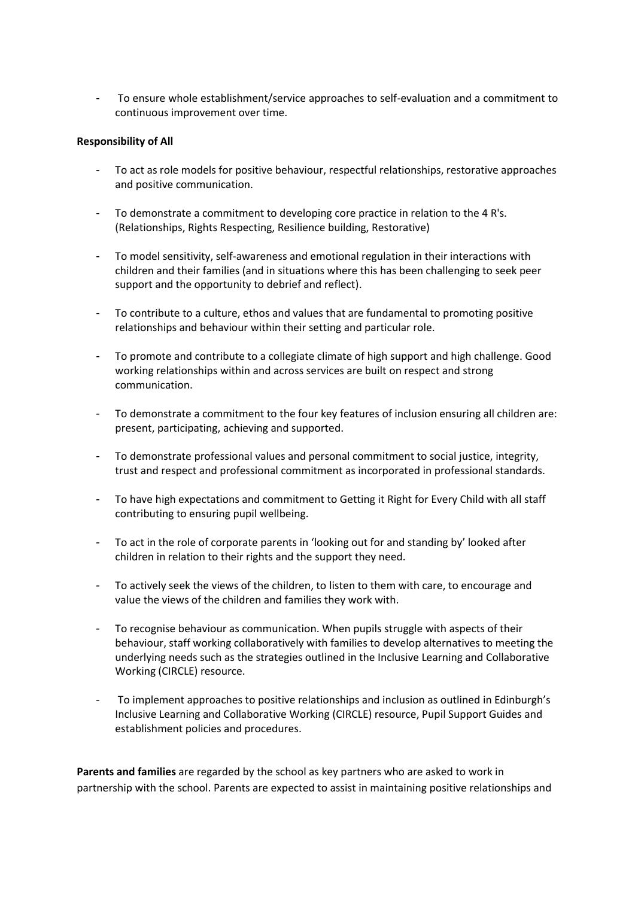- To ensure whole establishment/service approaches to self-evaluation and a commitment to continuous improvement over time.

**Responsibility of All**

- To act as role models for positive behaviour, respectful relationships, restorative approaches and positive communication.
- To demonstrate a commitment to developing core practice in relation to the 4 R's. (Relationships, Rights Respecting, Resilience building, Restorative)
- To model sensitivity, self-awareness and emotional regulation in their interactions with children and their families (and in situations where this has been challenging to seek peer support and the opportunity to debrief and reflect).
- To contribute to a culture, ethos and values that are fundamental to promoting positive relationships and behaviour within their setting and particular role.
- To promote and contribute to a collegiate climate of high support and high challenge. Good working relationships within and across services are built on respect and strong communication.
- To demonstrate a commitment to the four key features of inclusion ensuring all children are: present, participating, achieving and supported.
- To demonstrate professional values and personal commitment to social justice, integrity, trust and respect and professional commitment as incorporated in professional standards.
- To have high expectations and commitment to Getting it Right for Every Child with all staff contributing to ensuring pupil wellbeing.
- To act in the role of corporate parents in 'looking out for and standing by' looked after children in relation to their rights and the support they need.
- To actively seek the views of the children, to listen to them with care, to encourage and value the views of the children and families they work with.
- To recognise behaviour as communication. When pupils struggle with aspects of their behaviour, staff working collaboratively with families to develop alternatives to meeting the underlying needs such as the strategies outlined in the Inclusive Learning and Collaborative Working (CIRCLE) resource.
- To implement approaches to positive relationships and inclusion as outlined in Edinburgh's Inclusive Learning and Collaborative Working (CIRCLE) resource, Pupil Support Guides and establishment policies and procedures.

**Parents and families** are regarded by the school as key partners who are asked to work in partnership with the school. Parents are expected to assist in maintaining positive relationships and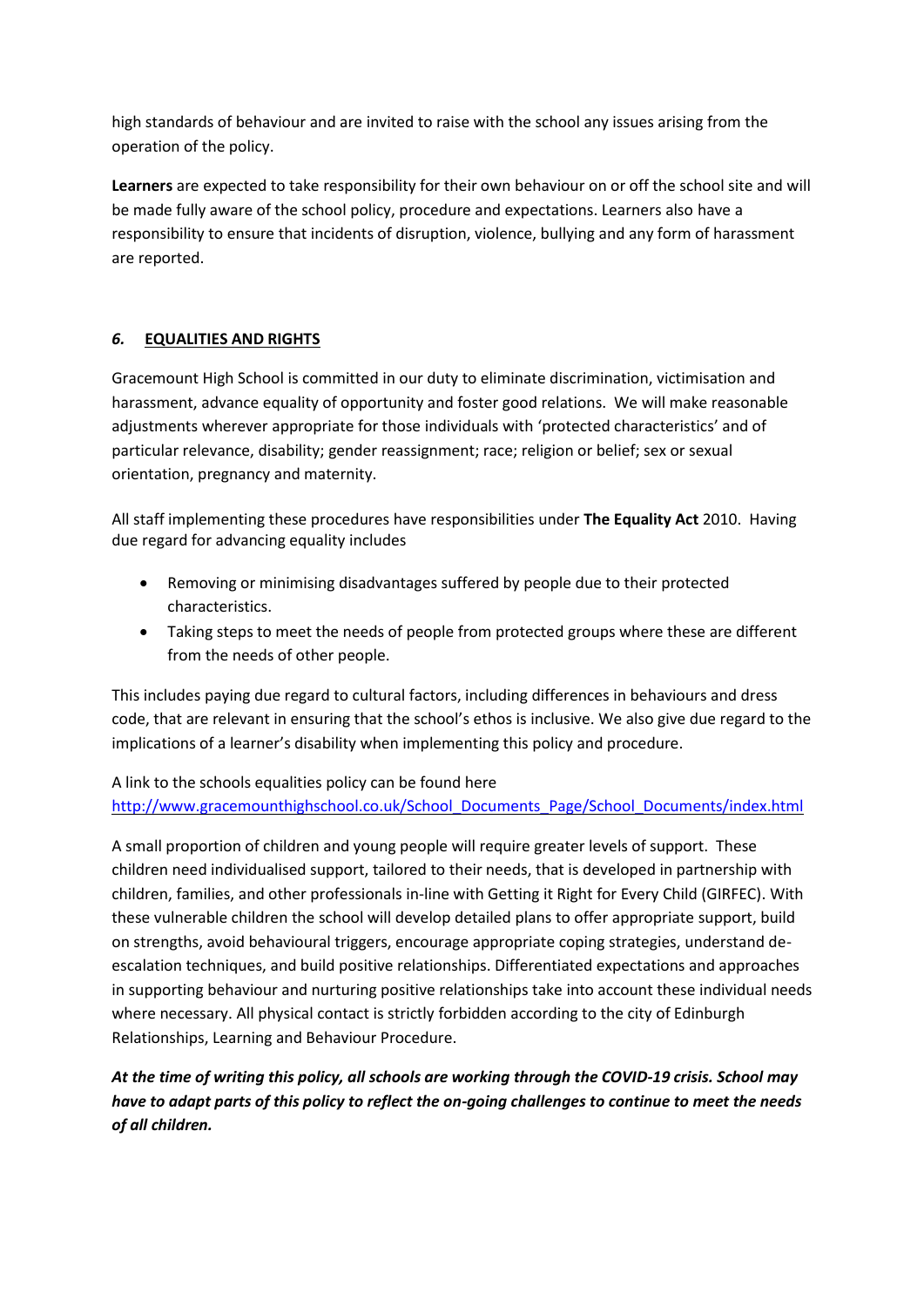high standards of behaviour and are invited to raise with the school any issues arising from the operation of the policy.

**Learners** are expected to take responsibility for their own behaviour on or off the school site and will be made fully aware of the school policy, procedure and expectations. Learners also have a responsibility to ensure that incidents of disruption, violence, bullying and any form of harassment are reported.

## *6.* <u>EQUALITIES AND RIGHTS</u>

Gracemount High School is committed in our duty to eliminate discrimination, victimisation and harassment, advance equality of opportunity and foster good relations. We will make reasonable adjustments wherever appropriate for those individuals with 'protected characteristics' and of particular relevance, disability; gender reassignment; race; religion or belief; sex or sexual orientation, pregnancy and maternity.

All staff implementing these procedures have responsibilities under **The Equality Act** 2010. Having due regard for advancing equality includes

- Removing or minimising disadvantages suffered by people due to their protected characteristics.
- Taking steps to meet the needs of people from protected groups where these are different from the needs of other people.

This includes paying due regard to cultural factors, including differences in behaviours and dress code, that are relevant in ensuring that the school's ethos is inclusive. We also give due regard to the implications of a learner's disability when implementing this policy and procedure.

A link to the schools equalities policy can be found here
[http://www.gracemounthighschool.co.uk/School_Documents_Page/School_Documents/index.html](http://www.gracemounthighschool.co.uk/School_Documents_Page/School_Documents/index.html)

A small proportion of children and young people will require greater levels of support. These children need individualised support, tailored to their needs, that is developed in partnership with children, families, and other professionals in-line with Getting it Right for Every Child (GIRFEC). With these vulnerable children the school will develop detailed plans to offer appropriate support, build on strengths, avoid behavioural triggers, encourage appropriate coping strategies, understand de-escalation techniques, and build positive relationships. Differentiated expectations and approaches in supporting behaviour and nurturing positive relationships take into account these individual needs where necessary. All physical contact is strictly forbidden according to the city of Edinburgh Relationships, Learning and Behaviour Procedure.

***At the time of writing this policy, all schools are working through the COVID-19 crisis. School may have to adapt parts of this policy to reflect the on-going challenges to continue to meet the needs of all children.***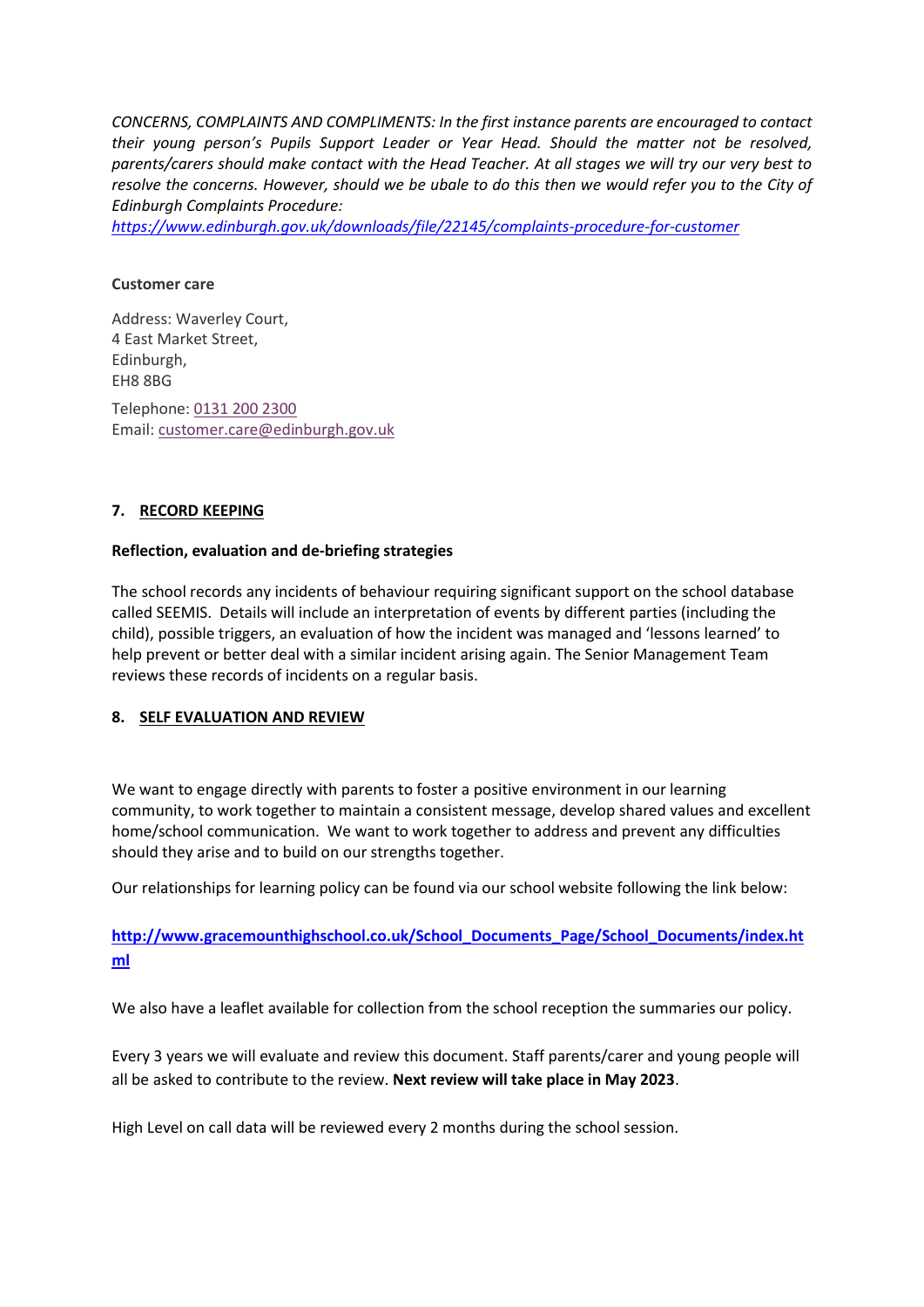*CONCERNS, COMPLAINTS AND COMPLIMENTS: In the first instance parents are encouraged to contact their young person's Pupils Support Leader or Year Head. Should the matter not be resolved, parents/carers should make contact with the Head Teacher. At all stages we will try our very best to resolve the concerns. However, should we be ubale to do this then we would refer you to the City of Edinburgh Complaints Procedure:* *https://www.edinburgh.gov.uk/downloads/file/22145/complaints-procedure-for-customer*

**Customer care**

Address: Waverley Court,
4 East Market Street,
Edinburgh,
EH8 8BG

Telephone: 0131 200 2300
Email: customer.care@edinburgh.gov.uk

## 7. RECORD KEEPING

**Reflection, evaluation and de-briefing strategies**

The school records any incidents of behaviour requiring significant support on the school database called SEEMIS. Details will include an interpretation of events by different parties (including the child), possible triggers, an evaluation of how the incident was managed and 'lessons learned' to help prevent or better deal with a similar incident arising again. The Senior Management Team reviews these records of incidents on a regular basis.

## 8. SELF EVALUATION AND REVIEW

We want to engage directly with parents to foster a positive environment in our learning community, to work together to maintain a consistent message, develop shared values and excellent home/school communication. We want to work together to address and prevent any difficulties should they arise and to build on our strengths together.

Our relationships for learning policy can be found via our school website following the link below:

**http://www.gracemounthighschool.co.uk/School_Documents_Page/School_Documents/index.html**

We also have a leaflet available for collection from the school reception the summaries our policy.

Every 3 years we will evaluate and review this document. Staff parents/carer and young people will all be asked to contribute to the review. **Next review will take place in May 2023**.

High Level on call data will be reviewed every 2 months during the school session.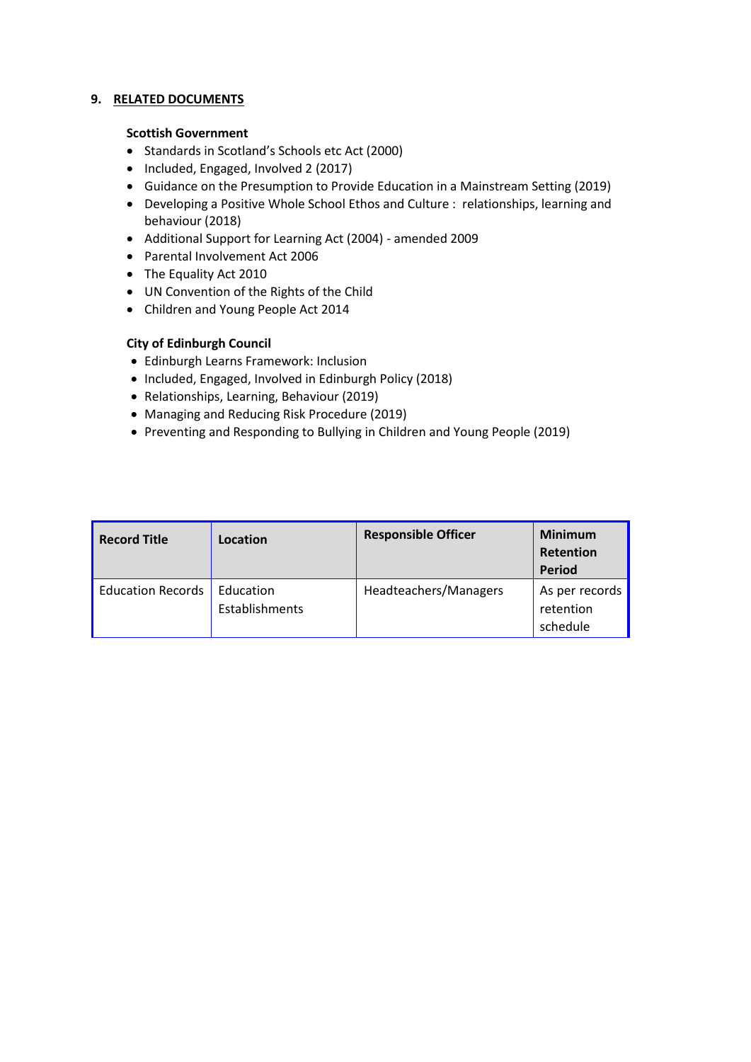## 9. RELATED DOCUMENTS

**Scottish Government**

- Standards in Scotland's Schools etc Act (2000)
- Included, Engaged, Involved 2 (2017)
- Guidance on the Presumption to Provide Education in a Mainstream Setting (2019)
- Developing a Positive Whole School Ethos and Culture : relationships, learning and behaviour (2018)
- Additional Support for Learning Act (2004) - amended 2009
- Parental Involvement Act 2006
- The Equality Act 2010
- UN Convention of the Rights of the Child
- Children and Young People Act 2014

**City of Edinburgh Council**

- Edinburgh Learns Framework: Inclusion
- Included, Engaged, Involved in Edinburgh Policy (2018)
- Relationships, Learning, Behaviour (2019)
- Managing and Reducing Risk Procedure (2019)
- Preventing and Responding to Bullying in Children and Young People (2019)

| Record Title | Location | Responsible Officer | Minimum Retention Period |
|---|---|---|---|
| Education Records | Education Establishments | Headteachers/Managers | As per records retention schedule |